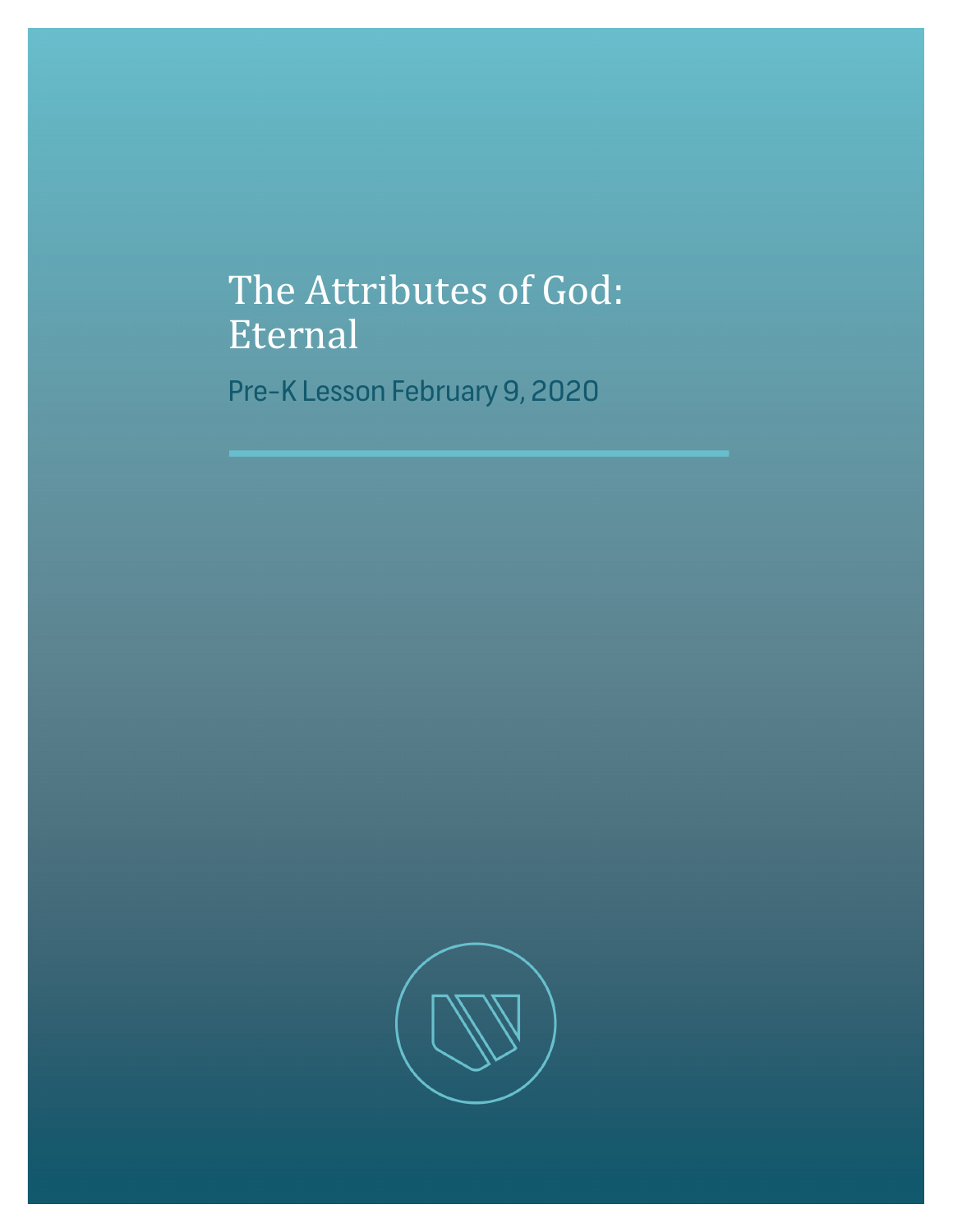# The Attributes of God: Eternal

Pre-K Lesson February 9, 2020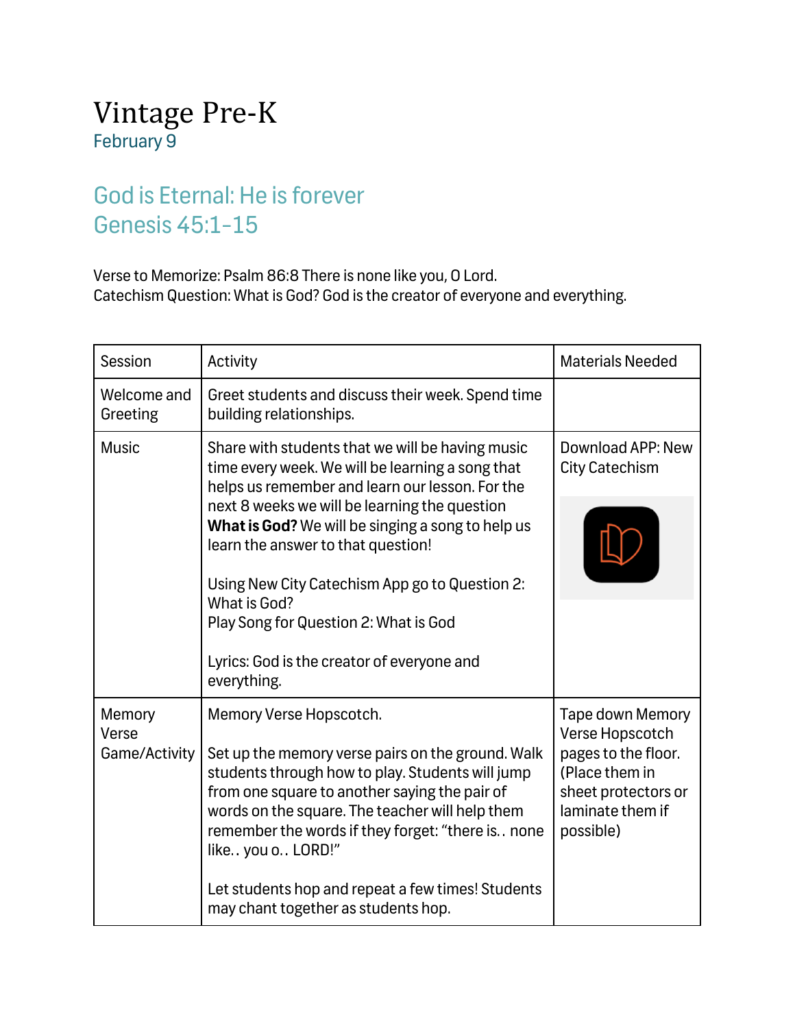# Vintage Pre-K

February 9

## God is Eternal: He is forever
## Genesis 45:1-15

Verse to Memorize: Psalm 86:8 There is none like you, O Lord.
Catechism Question: What is God? God is the creator of everyone and everything.

| Session | Activity | Materials Needed |
|---|---|---|
| Welcome and Greeting | Greet students and discuss their week. Spend time building relationships. | |
| Music | Share with students that we will be having music time every week. We will be learning a song that helps us remember and learn our lesson. For the next 8 weeks we will be learning the question **What is God?** We will be singing a song to help us learn the answer to that question!<br><br>Using New City Catechism App go to Question 2: What is God?<br>Play Song for Question 2: What is God<br><br>Lyrics: God is the creator of everyone and everything. | Download APP: New City Catechism |
| Memory Verse Game/Activity | Memory Verse Hopscotch.<br><br>Set up the memory verse pairs on the ground. Walk students through how to play. Students will jump from one square to another saying the pair of words on the square. The teacher will help them remember the words if they forget: "there is.. none like.. you o.. LORD!"<br><br>Let students hop and repeat a few times! Students may chant together as students hop. | Tape down Memory Verse Hopscotch pages to the floor. (Place them in sheet protectors or laminate them if possible) |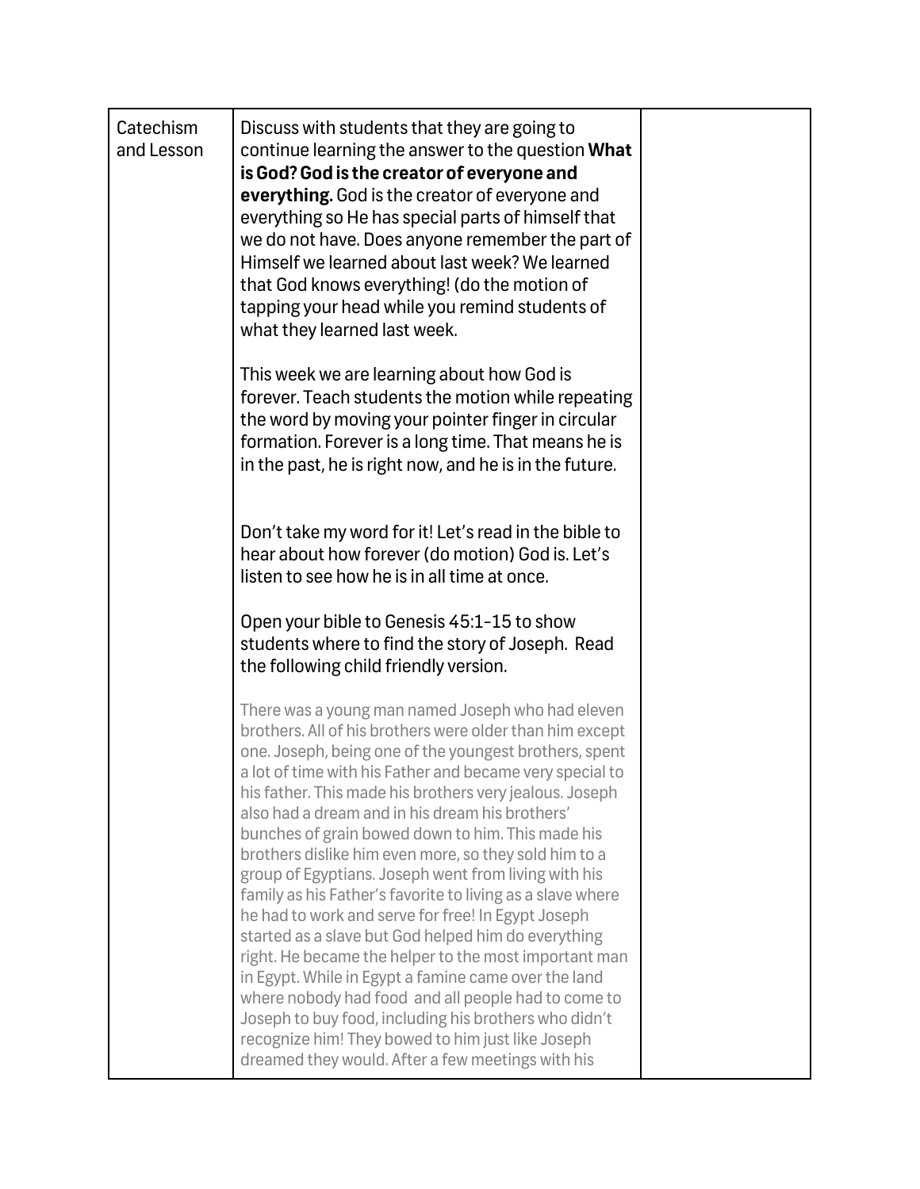| | | |
|---|---|---|
| Catechism and Lesson | Discuss with students that they are going to continue learning the answer to the question **What is God? God is the creator of everyone and everything.** God is the creator of everyone and everything so He has special parts of himself that we do not have. Does anyone remember the part of Himself we learned about last week? We learned that God knows everything! (do the motion of tapping your head while you remind students of what they learned last week.<br><br>This week we are learning about how God is forever. Teach students the motion while repeating the word by moving your pointer finger in circular formation. Forever is a long time. That means he is in the past, he is right now, and he is in the future.<br><br>Don't take my word for it! Let's read in the bible to hear about how forever (do motion) God is. Let's listen to see how he is in all time at once.<br><br>Open your bible to Genesis 45:1-15 to show students where to find the story of Joseph. Read the following child friendly version.<br><br>There was a young man named Joseph who had eleven brothers. All of his brothers were older than him except one. Joseph, being one of the youngest brothers, spent a lot of time with his Father and became very special to his father. This made his brothers very jealous. Joseph also had a dream and in his dream his brothers' bunches of grain bowed down to him. This made his brothers dislike him even more, so they sold him to a group of Egyptians. Joseph went from living with his family as his Father's favorite to living as a slave where he had to work and serve for free! In Egypt Joseph started as a slave but God helped him do everything right. He became the helper to the most important man in Egypt. While in Egypt a famine came over the land where nobody had food and all people had to come to Joseph to buy food, including his brothers who didn't recognize him! They bowed to him just like Joseph dreamed they would. After a few meetings with his | |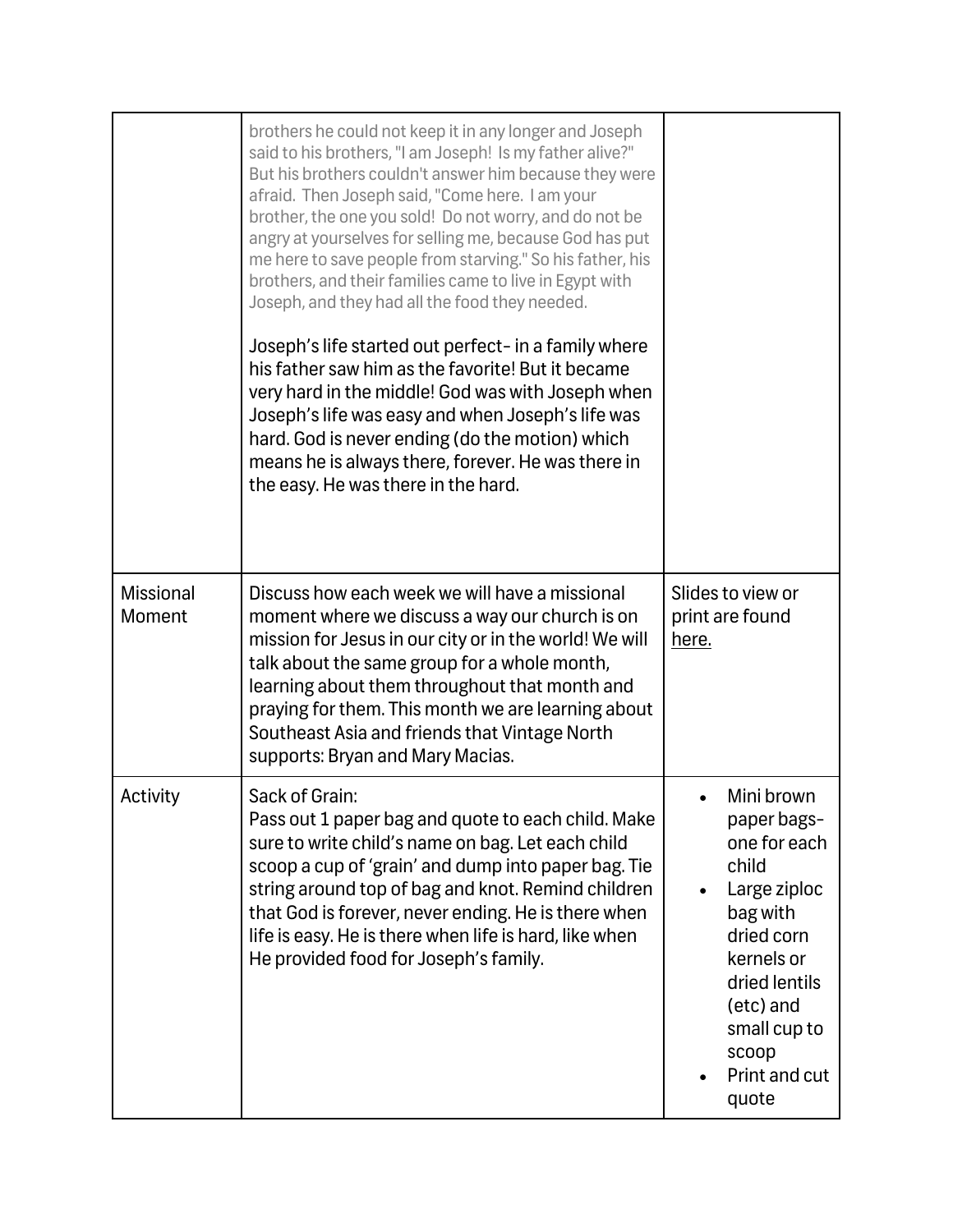|  |  |  |
| --- | --- | --- |
|  | brothers he could not keep it in any longer and Joseph said to his brothers, "I am Joseph! Is my father alive?" But his brothers couldn't answer him because they were afraid. Then Joseph said, "Come here. I am your brother, the one you sold! Do not worry, and do not be angry at yourselves for selling me, because God has put me here to save people from starving." So his father, his brothers, and their families came to live in Egypt with Joseph, and they had all the food they needed.<br><br>Joseph's life started out perfect- in a family where his father saw him as the favorite! But it became very hard in the middle! God was with Joseph when Joseph's life was easy and when Joseph's life was hard. God is never ending (do the motion) which means he is always there, forever. He was there in the easy. He was there in the hard. |  |
| Missional Moment | Discuss how each week we will have a missional moment where we discuss a way our church is on mission for Jesus in our city or in the world! We will talk about the same group for a whole month, learning about them throughout that month and praying for them. This month we are learning about Southeast Asia and friends that Vintage North supports: Bryan and Mary Macias. | Slides to view or print are found here. |
| Activity | Sack of Grain:<br>Pass out 1 paper bag and quote to each child. Make sure to write child's name on bag. Let each child scoop a cup of 'grain' and dump into paper bag. Tie string around top of bag and knot. Remind children that God is forever, never ending. He is there when life is easy. He is there when life is hard, like when He provided food for Joseph's family. | • Mini brown paper bags- one for each child<br>• Large ziploc bag with dried corn kernels or dried lentils (etc) and small cup to scoop<br>• Print and cut quote |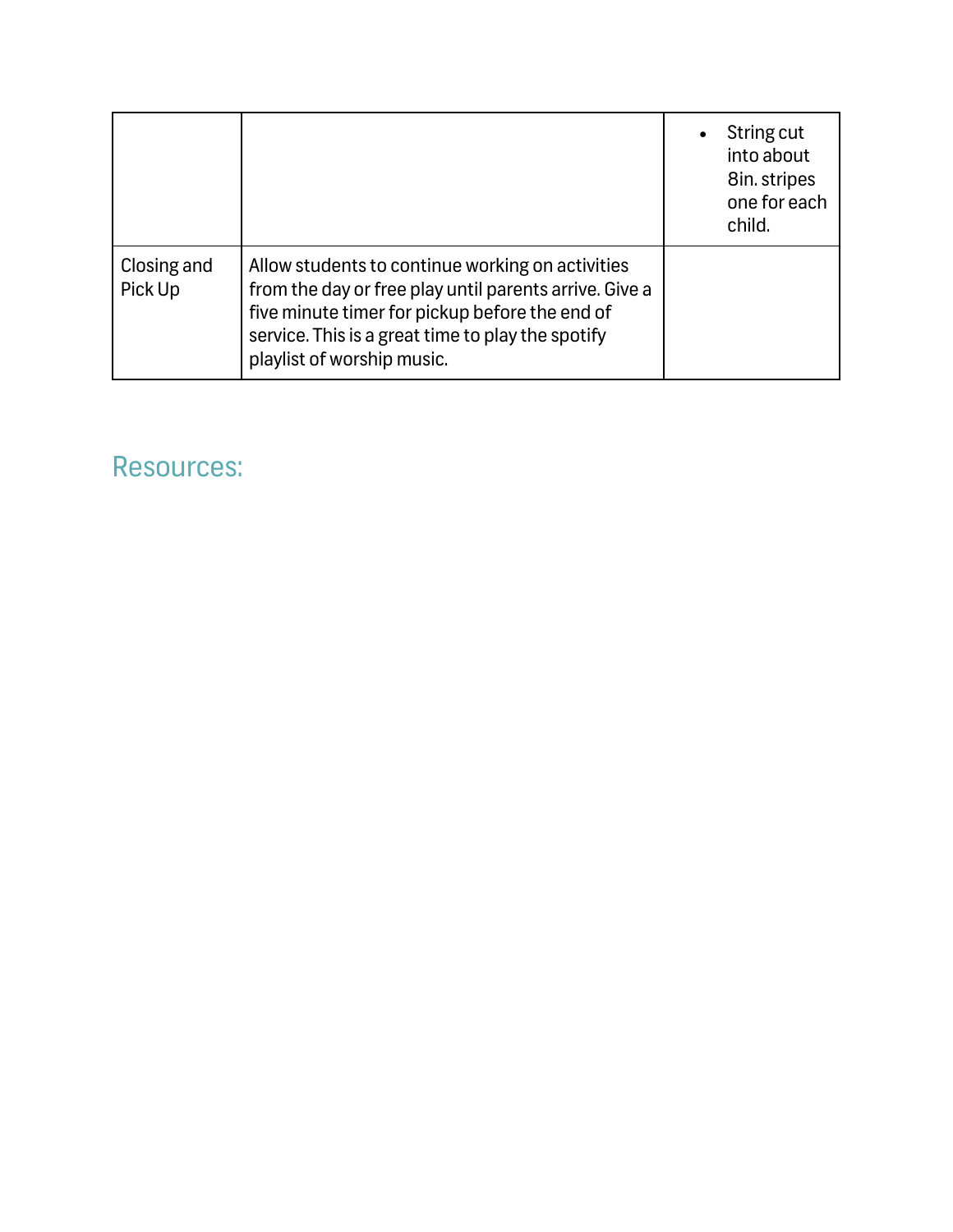| | | |
|---|---|---|
| | | • String cut into about 8in. stripes one for each child. |
| Closing and Pick Up | Allow students to continue working on activities from the day or free play until parents arrive. Give a five minute timer for pickup before the end of service. This is a great time to play the spotify playlist of worship music. | |

## Resources: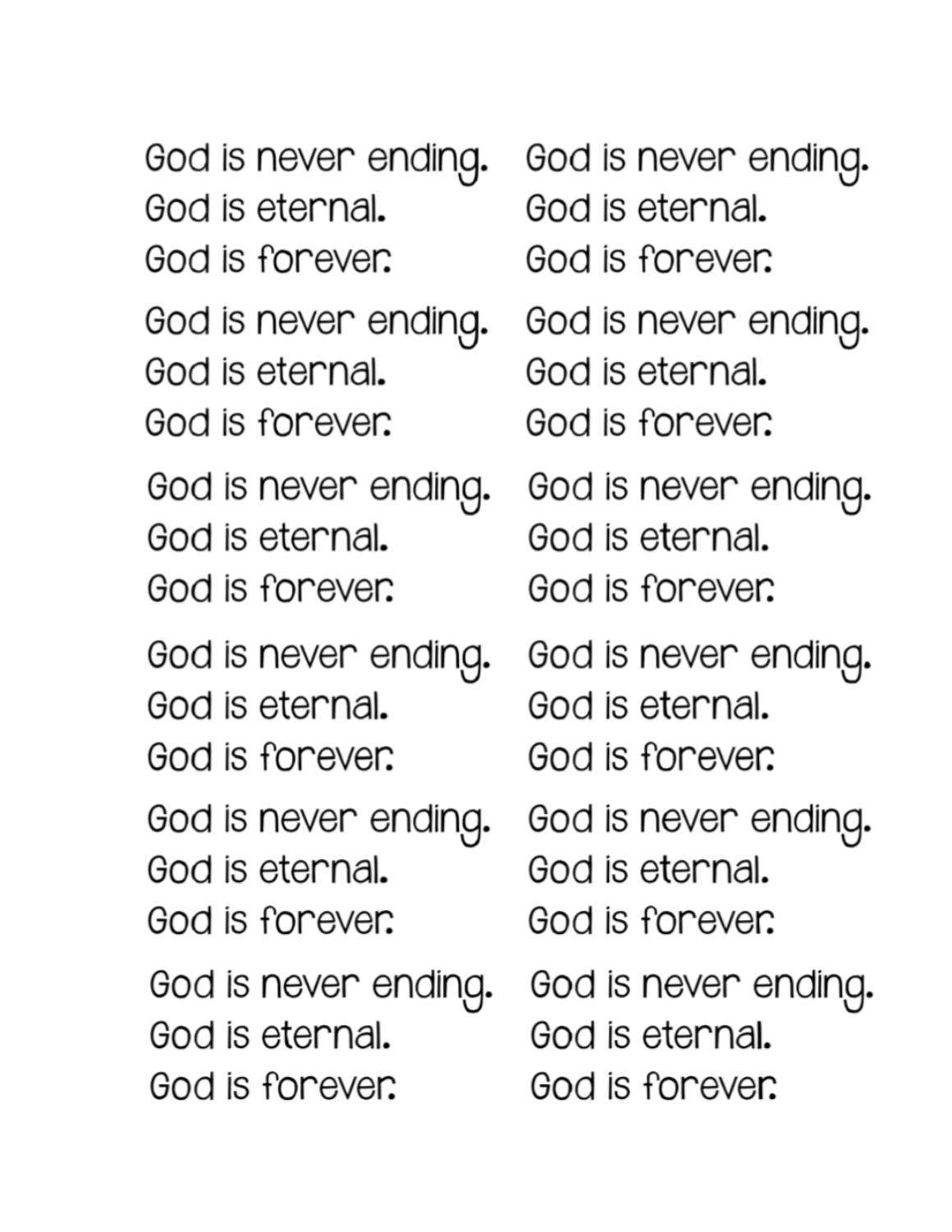God is never ending.
God is eternal.
God is forever.

God is never ending.
God is eternal.
God is forever.

God is never ending.
God is eternal.
God is forever.

God is never ending.
God is eternal.
God is forever.

God is never ending.
God is eternal.
God is forever.

God is never ending.
God is eternal.
God is forever.

God is never ending.
God is eternal.
God is forever.

God is never ending.
God is eternal.
God is forever.

God is never ending.
God is eternal.
God is forever.

God is never ending.
God is eternal.
God is forever.

God is never ending.
God is eternal.
God is forever.

God is never ending.
God is eternal.
God is forever.